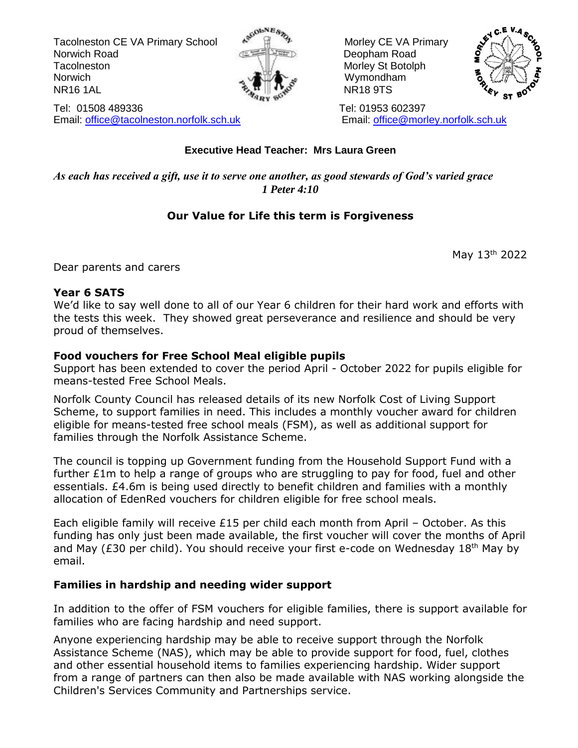Tacolneston CE VA Primary School
Norwich Road
Tacolneston
Norwich
NR16 1AL

Tel: 01508 489336
Email: office@tacolneston.norfolk.sch.uk

Morley CE VA Primary
Deopham Road
Morley St Botolph
Wymondham
NR18 9TS

Tel: 01953 602397
Email: office@morley.norfolk.sch.uk

**Executive Head Teacher: Mrs Laura Green**

***As each has received a gift, use it to serve one another, as good stewards of God's varied grace***
***1 Peter 4:10***

**Our Value for Life this term is Forgiveness**

May 13th 2022

Dear parents and carers

**Year 6 SATS**

We'd like to say well done to all of our Year 6 children for their hard work and efforts with the tests this week. They showed great perseverance and resilience and should be very proud of themselves.

**Food vouchers for Free School Meal eligible pupils**

Support has been extended to cover the period April - October 2022 for pupils eligible for means-tested Free School Meals.

Norfolk County Council has released details of its new Norfolk Cost of Living Support Scheme, to support families in need. This includes a monthly voucher award for children eligible for means-tested free school meals (FSM), as well as additional support for families through the Norfolk Assistance Scheme.

The council is topping up Government funding from the Household Support Fund with a further £1m to help a range of groups who are struggling to pay for food, fuel and other essentials. £4.6m is being used directly to benefit children and families with a monthly allocation of EdenRed vouchers for children eligible for free school meals.

Each eligible family will receive £15 per child each month from April – October. As this funding has only just been made available, the first voucher will cover the months of April and May (£30 per child). You should receive your first e-code on Wednesday 18th May by email.

**Families in hardship and needing wider support**

In addition to the offer of FSM vouchers for eligible families, there is support available for families who are facing hardship and need support.

Anyone experiencing hardship may be able to receive support through the Norfolk Assistance Scheme (NAS), which may be able to provide support for food, fuel, clothes and other essential household items to families experiencing hardship. Wider support from a range of partners can then also be made available with NAS working alongside the Children's Services Community and Partnerships service.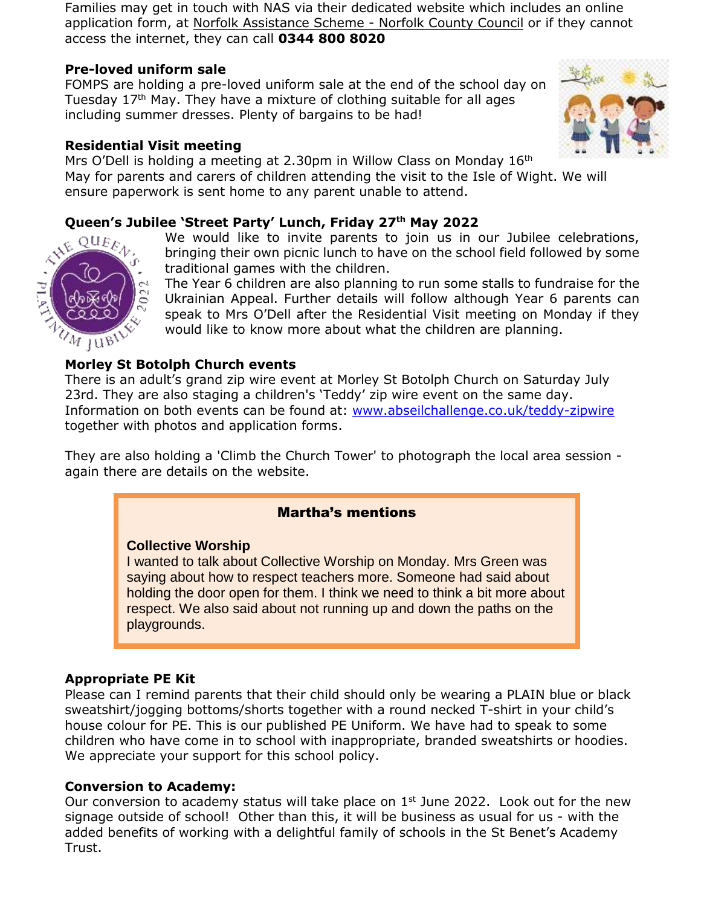Families may get in touch with NAS via their dedicated website which includes an online application form, at Norfolk Assistance Scheme - Norfolk County Council or if they cannot access the internet, they can call **0344 800 8020**

### Pre-loved uniform sale

FOMPS are holding a pre-loved uniform sale at the end of the school day on Tuesday 17th May. They have a mixture of clothing suitable for all ages including summer dresses. Plenty of bargains to be had!

### Residential Visit meeting

Mrs O'Dell is holding a meeting at 2.30pm in Willow Class on Monday 16th May for parents and carers of children attending the visit to the Isle of Wight. We will ensure paperwork is sent home to any parent unable to attend.

### Queen's Jubilee 'Street Party' Lunch, Friday 27th May 2022

We would like to invite parents to join us in our Jubilee celebrations, bringing their own picnic lunch to have on the school field followed by some traditional games with the children.

The Year 6 children are also planning to run some stalls to fundraise for the Ukrainian Appeal. Further details will follow although Year 6 parents can speak to Mrs O'Dell after the Residential Visit meeting on Monday if they would like to know more about what the children are planning.

### Morley St Botolph Church events

There is an adult's grand zip wire event at Morley St Botolph Church on Saturday July 23rd. They are also staging a children's 'Teddy' zip wire event on the same day. Information on both events can be found at: www.abseilchallenge.co.uk/teddy-zipwire together with photos and application forms.

They are also holding a 'Climb the Church Tower' to photograph the local area session - again there are details on the website.

## Martha's mentions

### Collective Worship

I wanted to talk about Collective Worship on Monday. Mrs Green was saying about how to respect teachers more. Someone had said about holding the door open for them. I think we need to think a bit more about respect. We also said about not running up and down the paths on the playgrounds.

### Appropriate PE Kit

Please can I remind parents that their child should only be wearing a PLAIN blue or black sweatshirt/jogging bottoms/shorts together with a round necked T-shirt in your child's house colour for PE. This is our published PE Uniform. We have had to speak to some children who have come in to school with inappropriate, branded sweatshirts or hoodies. We appreciate your support for this school policy.

### Conversion to Academy:

Our conversion to academy status will take place on 1st June 2022. Look out for the new signage outside of school! Other than this, it will be business as usual for us - with the added benefits of working with a delightful family of schools in the St Benet's Academy Trust.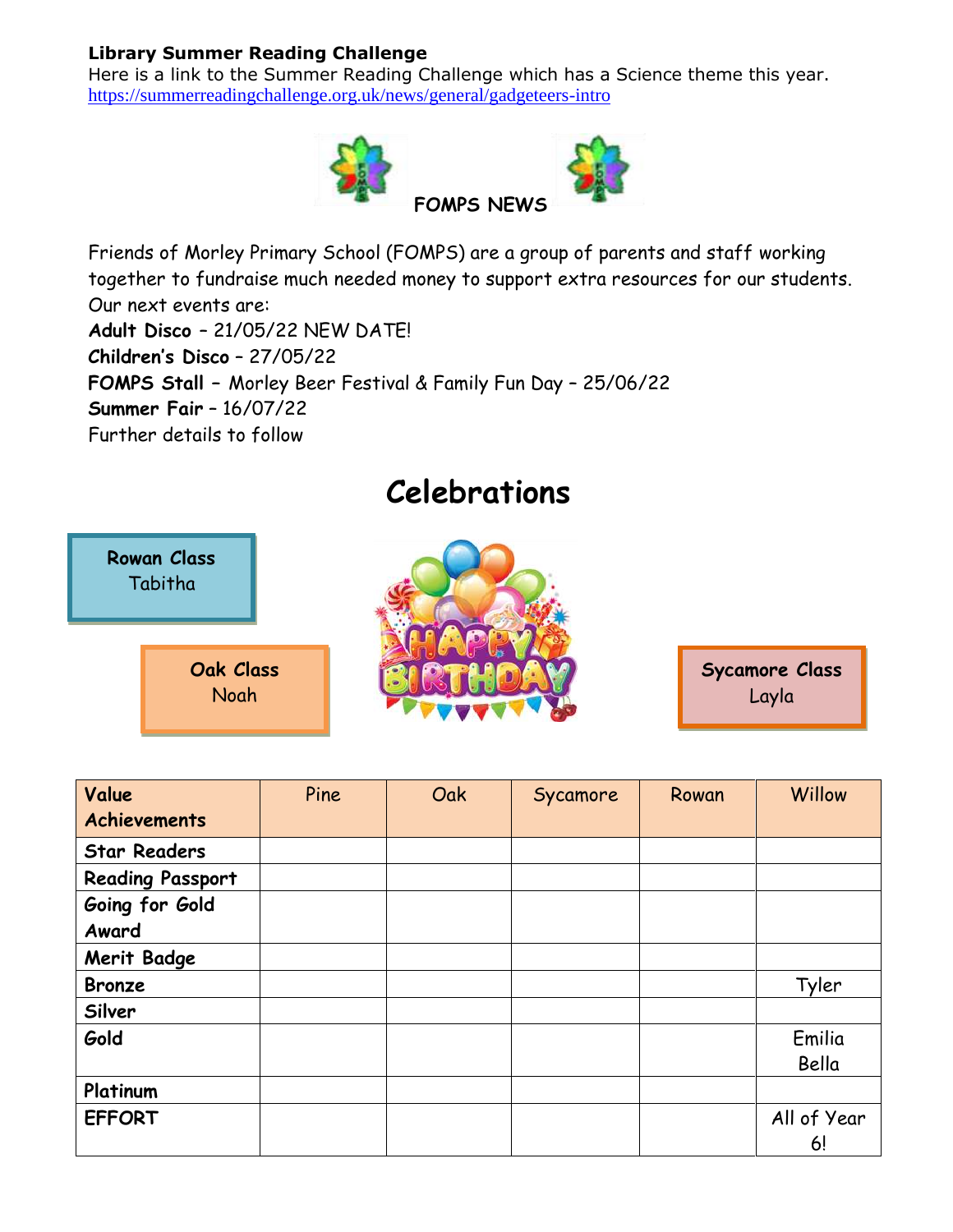**Library Summer Reading Challenge**
Here is a link to the Summer Reading Challenge which has a Science theme this year.
https://summerreadingchallenge.org.uk/news/general/gadgeteers-intro

**FOMPS NEWS**

Friends of Morley Primary School (FOMPS) are a group of parents and staff working together to fundraise much needed money to support extra resources for our students.
Our next events are:
**Adult Disco** – 21/05/22 NEW DATE!
**Children's Disco** – 27/05/22
**FOMPS Stall** – Morley Beer Festival & Family Fun Day – 25/06/22
**Summer Fair** – 16/07/22
Further details to follow

# Celebrations

**Rowan Class**
Tabitha

**Oak Class**
Noah

**Sycamore Class**
Layla

| **Value Achievements** | Pine | Oak | Sycamore | Rowan | Willow |
|---|---|---|---|---|---|
| **Star Readers** | | | | | |
| **Reading Passport** | | | | | |
| **Going for Gold Award** | | | | | |
| **Merit Badge** | | | | | |
| **Bronze** | | | | | Tyler |
| **Silver** | | | | | |
| **Gold** | | | | | Emilia<br>Bella |
| **Platinum** | | | | | |
| **EFFORT** | | | | | All of Year 6! |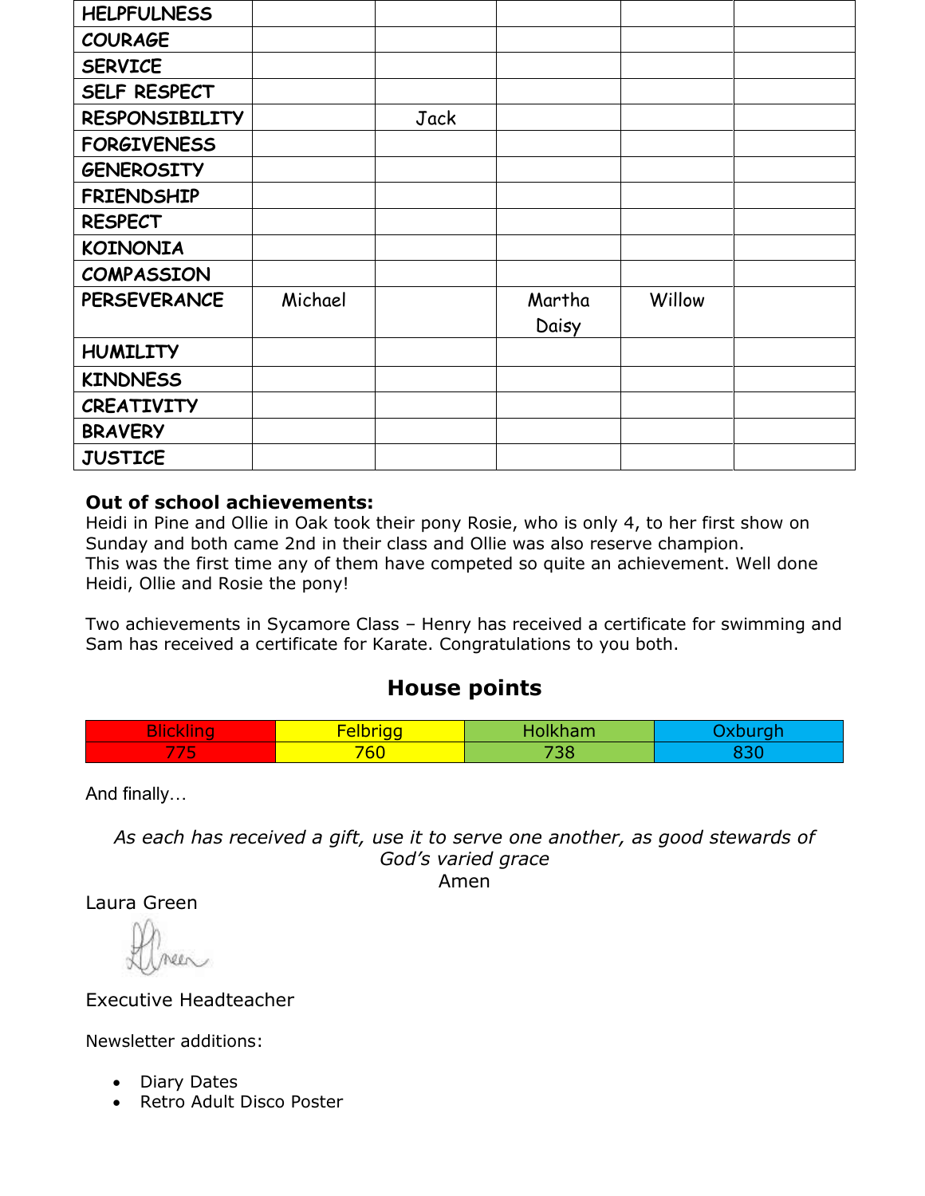| | | | | | |
|---|---|---|---|---|---|
| **HELPFULNESS** | | | | | |
| **COURAGE** | | | | | |
| **SERVICE** | | | | | |
| **SELF RESPECT** | | | | | |
| **RESPONSIBILITY** | | Jack | | | |
| **FORGIVENESS** | | | | | |
| **GENEROSITY** | | | | | |
| **FRIENDSHIP** | | | | | |
| **RESPECT** | | | | | |
| **KOINONIA** | | | | | |
| **COMPASSION** | | | | | |
| **PERSEVERANCE** | Michael | | Martha<br>Daisy | Willow | |
| **HUMILITY** | | | | | |
| **KINDNESS** | | | | | |
| **CREATIVITY** | | | | | |
| **BRAVERY** | | | | | |
| **JUSTICE** | | | | | |

**Out of school achievements:**
Heidi in Pine and Ollie in Oak took their pony Rosie, who is only 4, to her first show on Sunday and both came 2nd in their class and Ollie was also reserve champion.
This was the first time any of them have competed so quite an achievement. Well done Heidi, Ollie and Rosie the pony!

Two achievements in Sycamore Class – Henry has received a certificate for swimming and Sam has received a certificate for Karate. Congratulations to you both.

## House points

| Blickling | Felbrigg | Holkham | Oxburgh |
|---|---|---|---|
| 775 | 760 | 738 | 830 |

And finally…

*As each has received a gift, use it to serve one another, as good stewards of God's varied grace*
Amen

Laura Green

Executive Headteacher

Newsletter additions:

- Diary Dates
- Retro Adult Disco Poster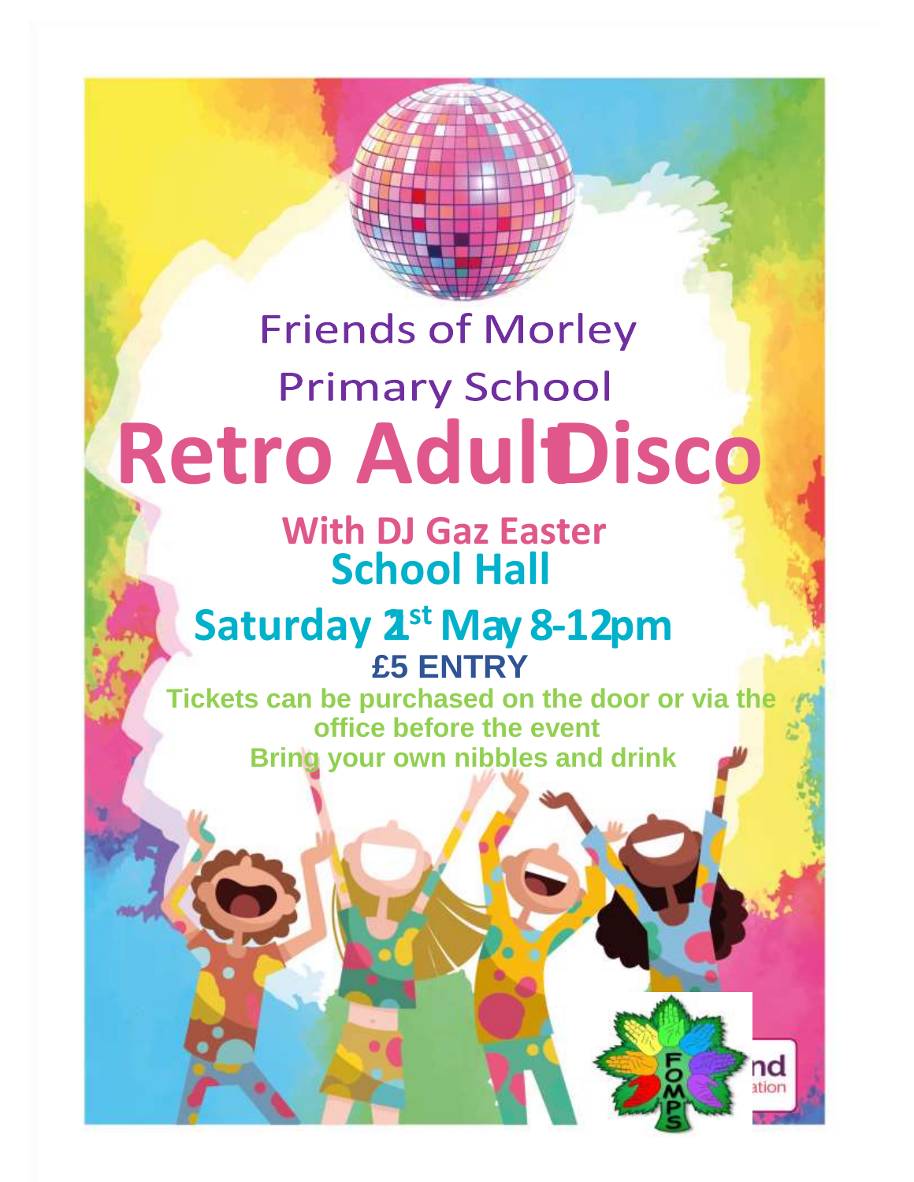Friends of Morley Primary School

# Retro Adult Disco

## With DJ Gaz Easter

## School Hall

## Saturday 1st May 8-12pm

**£5 ENTRY**

**Tickets can be purchased on the door or via the office before the event**

**Bring your own nibbles and drink**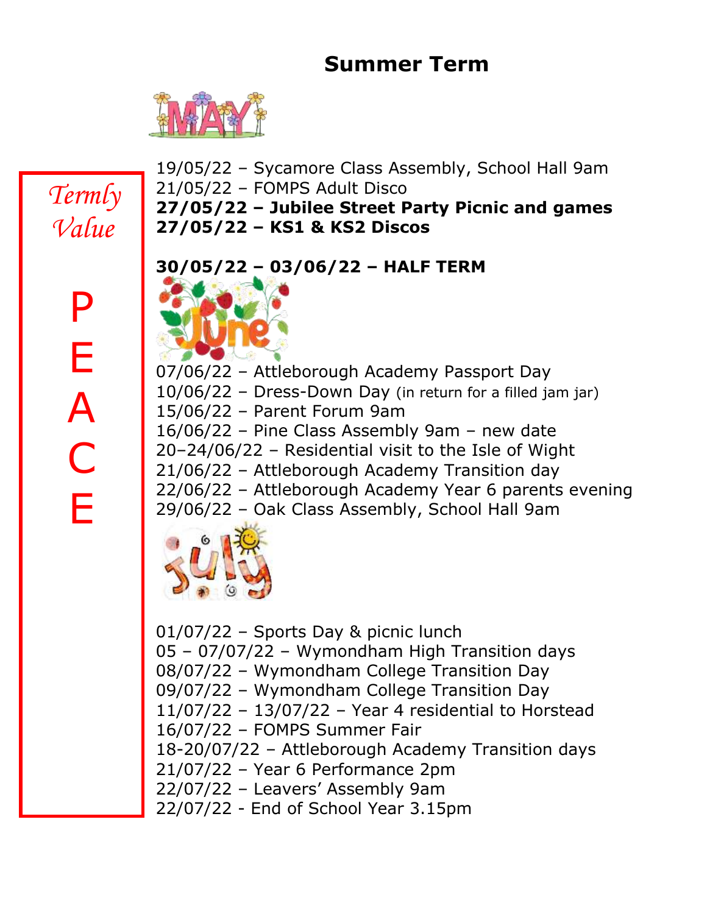# Summer Term

*Termly Value*

PEACE

MAY

19/05/22 – Sycamore Class Assembly, School Hall 9am
21/05/22 – FOMPS Adult Disco
**27/05/22 – Jubilee Street Party Picnic and games**
**27/05/22 – KS1 & KS2 Discos**

**30/05/22 – 03/06/22 – HALF TERM**

June

07/06/22 – Attleborough Academy Passport Day
10/06/22 – Dress-Down Day (in return for a filled jam jar)
15/06/22 – Parent Forum 9am
16/06/22 – Pine Class Assembly 9am – new date
20–24/06/22 – Residential visit to the Isle of Wight
21/06/22 – Attleborough Academy Transition day
22/06/22 – Attleborough Academy Year 6 parents evening
29/06/22 – Oak Class Assembly, School Hall 9am

July

01/07/22 – Sports Day & picnic lunch
05 – 07/07/22 – Wymondham High Transition days
08/07/22 – Wymondham College Transition Day
09/07/22 – Wymondham College Transition Day
11/07/22 – 13/07/22 – Year 4 residential to Horstead
16/07/22 – FOMPS Summer Fair
18-20/07/22 – Attleborough Academy Transition days
21/07/22 – Year 6 Performance 2pm
22/07/22 – Leavers' Assembly 9am
22/07/22 - End of School Year 3.15pm